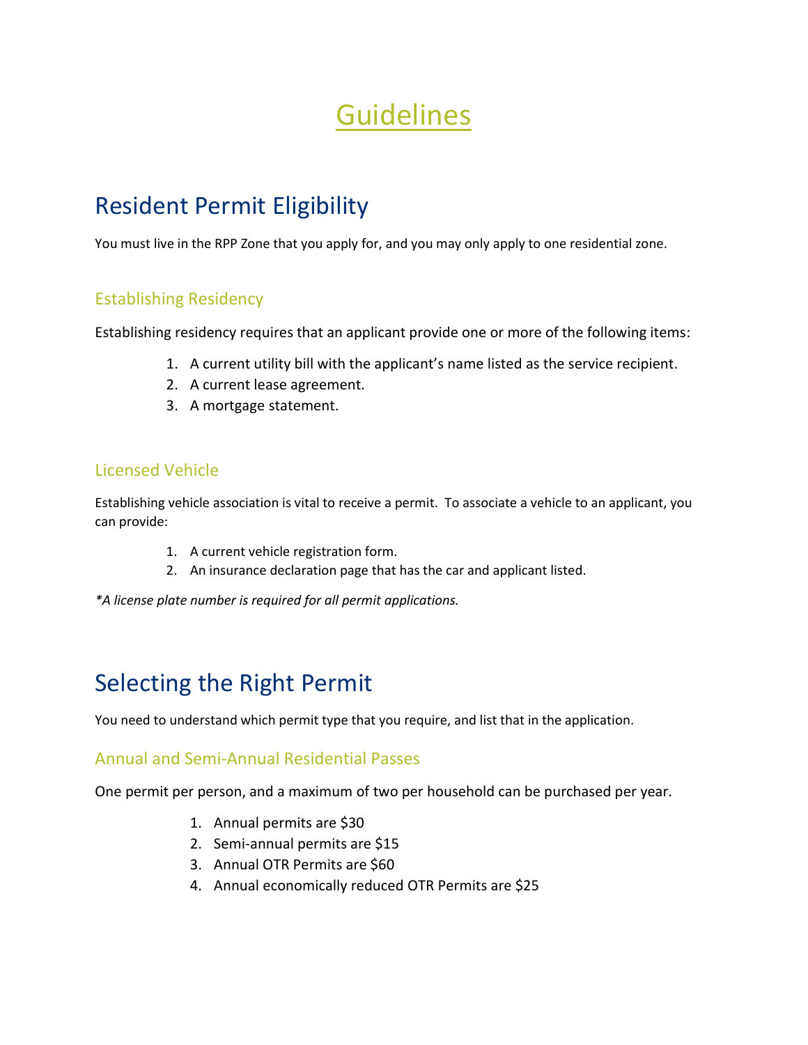# Guidelines

## Resident Permit Eligibility

You must live in the RPP Zone that you apply for, and you may only apply to one residential zone.

### Establishing Residency

Establishing residency requires that an applicant provide one or more of the following items:

1. A current utility bill with the applicant's name listed as the service recipient.
2. A current lease agreement.
3. A mortgage statement.

### Licensed Vehicle

Establishing vehicle association is vital to receive a permit. To associate a vehicle to an applicant, you can provide:

1. A current vehicle registration form.
2. An insurance declaration page that has the car and applicant listed.

*\*A license plate number is required for all permit applications.*

## Selecting the Right Permit

You need to understand which permit type that you require, and list that in the application.

### Annual and Semi-Annual Residential Passes

One permit per person, and a maximum of two per household can be purchased per year.

1. Annual permits are $30
2. Semi-annual permits are $15
3. Annual OTR Permits are $60
4. Annual economically reduced OTR Permits are $25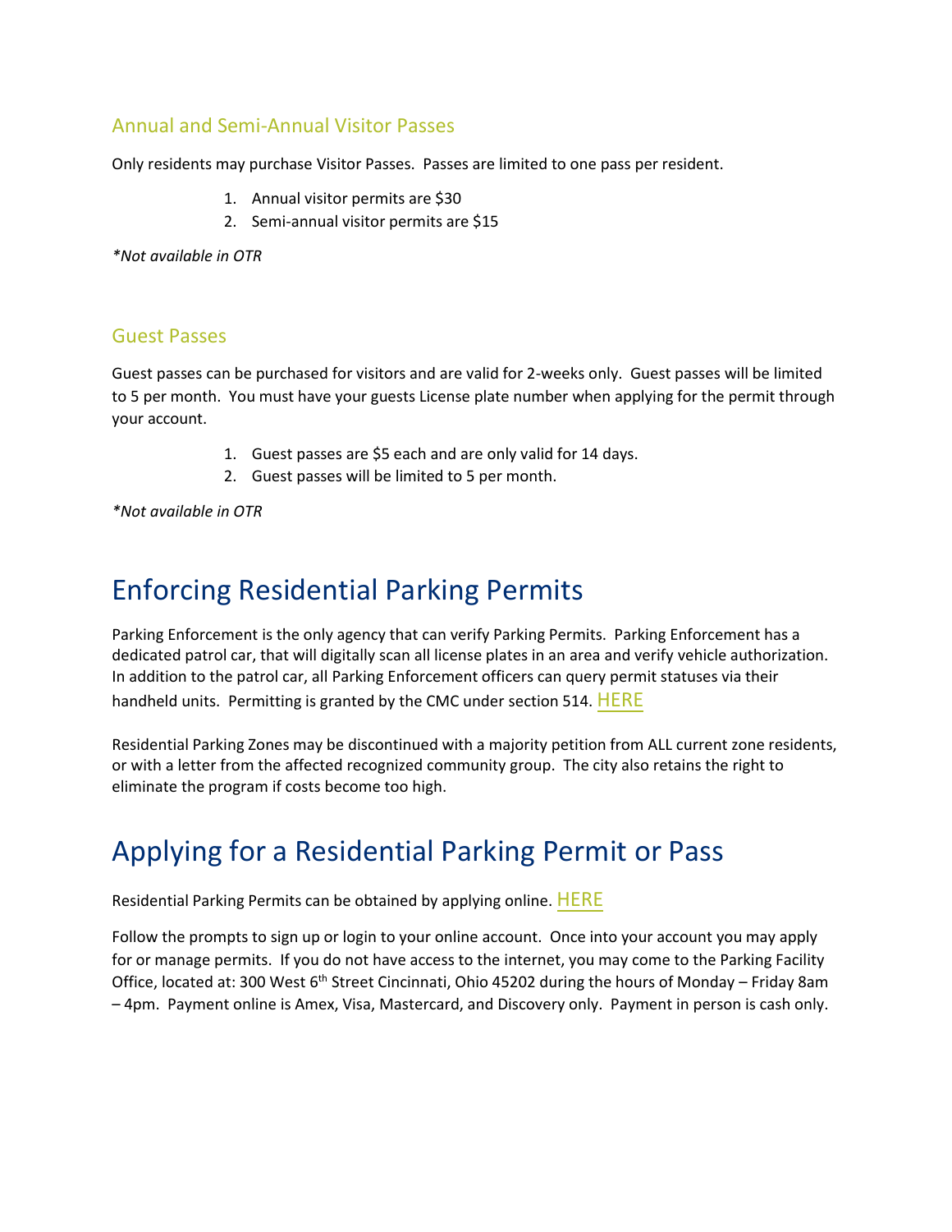### Annual and Semi-Annual Visitor Passes

Only residents may purchase Visitor Passes. Passes are limited to one pass per resident.

1. Annual visitor permits are $30
2. Semi-annual visitor permits are $15

*\*Not available in OTR*

### Guest Passes

Guest passes can be purchased for visitors and are valid for 2-weeks only. Guest passes will be limited to 5 per month. You must have your guests License plate number when applying for the permit through your account.

1. Guest passes are $5 each and are only valid for 14 days.
2. Guest passes will be limited to 5 per month.

*\*Not available in OTR*

# Enforcing Residential Parking Permits

Parking Enforcement is the only agency that can verify Parking Permits. Parking Enforcement has a dedicated patrol car, that will digitally scan all license plates in an area and verify vehicle authorization. In addition to the patrol car, all Parking Enforcement officers can query permit statuses via their handheld units. Permitting is granted by the CMC under section 514. HERE

Residential Parking Zones may be discontinued with a majority petition from ALL current zone residents, or with a letter from the affected recognized community group. The city also retains the right to eliminate the program if costs become too high.

# Applying for a Residential Parking Permit or Pass

Residential Parking Permits can be obtained by applying online. HERE

Follow the prompts to sign up or login to your online account. Once into your account you may apply for or manage permits. If you do not have access to the internet, you may come to the Parking Facility Office, located at: 300 West 6th Street Cincinnati, Ohio 45202 during the hours of Monday – Friday 8am – 4pm. Payment online is Amex, Visa, Mastercard, and Discovery only. Payment in person is cash only.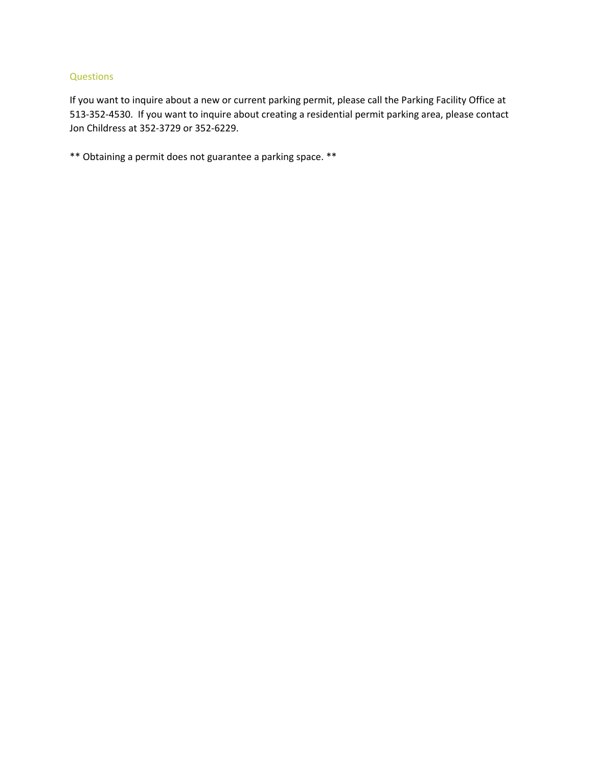## Questions

If you want to inquire about a new or current parking permit, please call the Parking Facility Office at 513-352-4530. If you want to inquire about creating a residential permit parking area, please contact Jon Childress at 352-3729 or 352-6229.

** Obtaining a permit does not guarantee a parking space. **